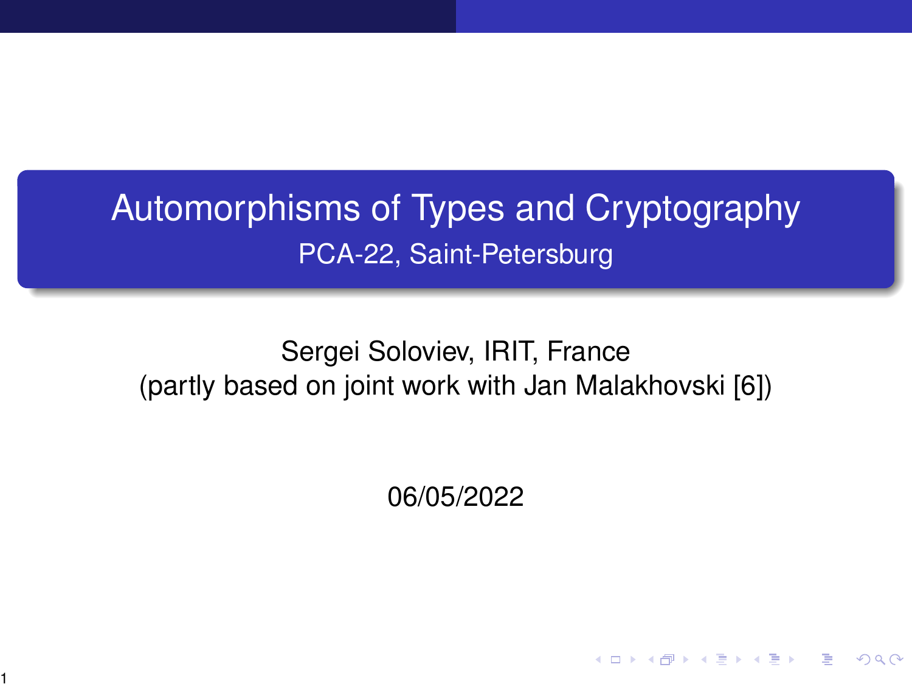# Automorphisms of Types and Cryptography

PCA-22, Saint-Petersburg

Sergei Soloviev, IRIT, France
(partly based on joint work with Jan Malakhovski [6])

06/05/2022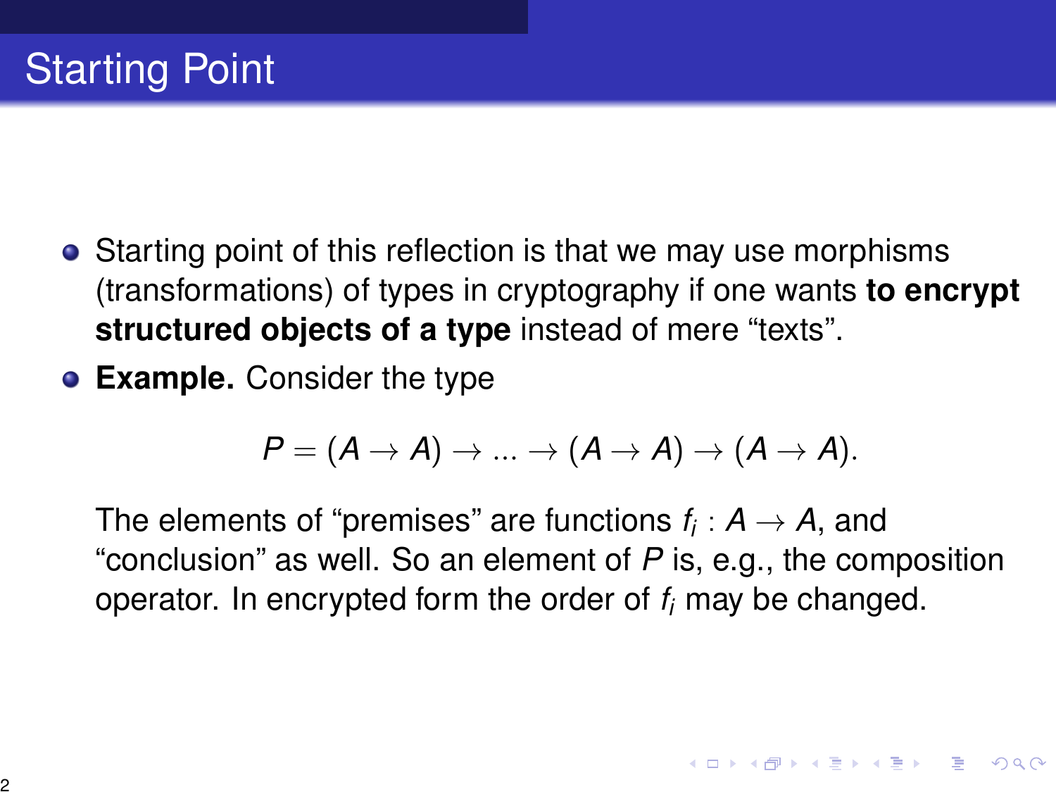# Starting Point

- Starting point of this reflection is that we may use morphisms (transformations) of types in cryptography if one wants **to encrypt structured objects of a type** instead of mere "texts".
- **Example.** Consider the type

$$P = (A \to A) \to ... \to (A \to A) \to (A \to A).$$

  The elements of "premises" are functions $f_i : A \to A$, and "conclusion" as well. So an element of $P$ is, e.g., the composition operator. In encrypted form the order of $f_i$ may be changed.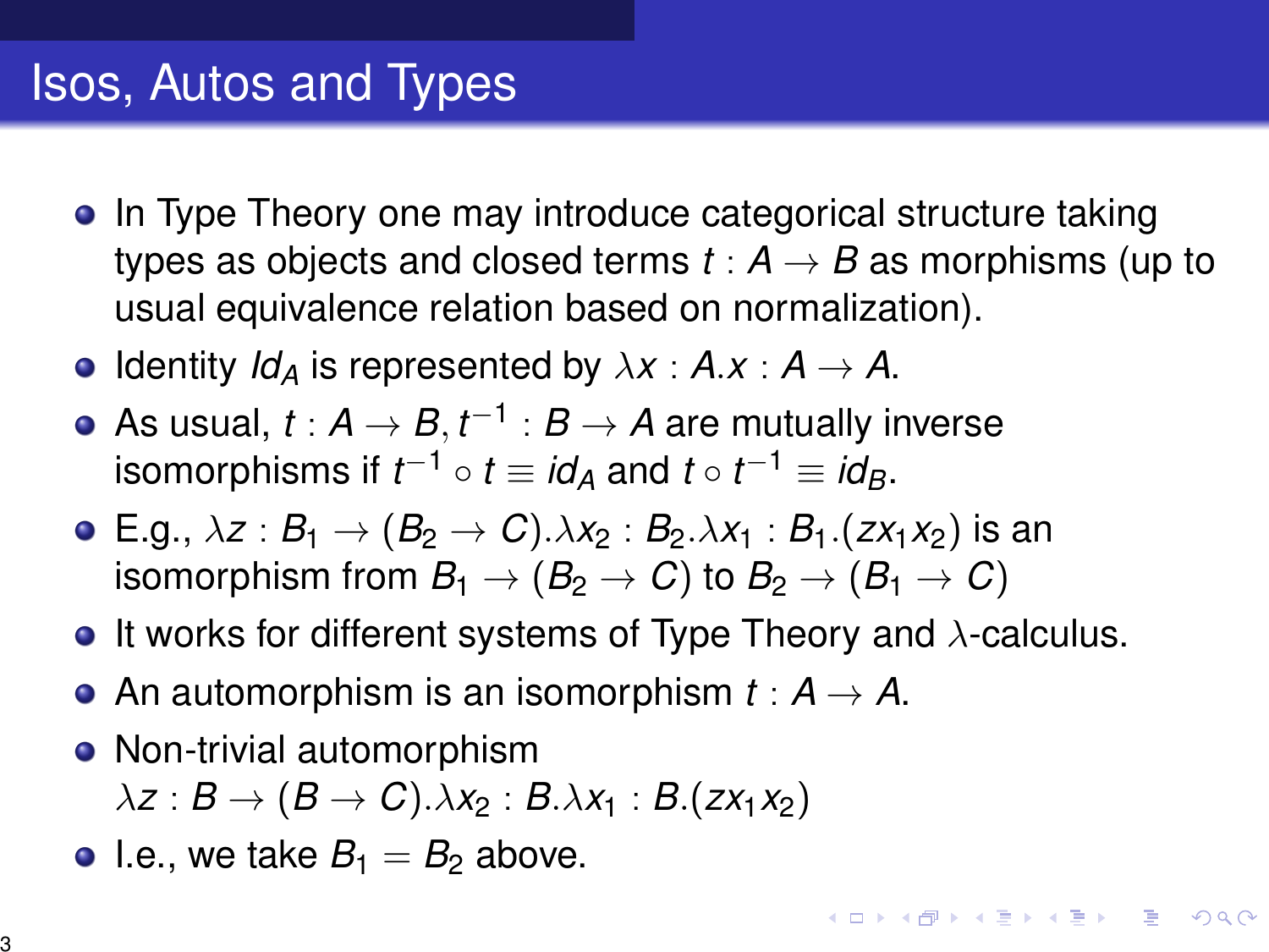# Isos, Autos and Types

- In Type Theory one may introduce categorical structure taking types as objects and closed terms $t : A \to B$ as morphisms (up to usual equivalence relation based on normalization).
- Identity $Id_A$ is represented by $\lambda x : A.x : A \to A$.
- As usual, $t : A \to B, t^{-1} : B \to A$ are mutually inverse isomorphisms if $t^{-1} \circ t \equiv id_A$ and $t \circ t^{-1} \equiv id_B$.
- E.g., $\lambda z : B_1 \to (B_2 \to C).\lambda x_2 : B_2.\lambda x_1 : B_1.(zx_1x_2)$ is an isomorphism from $B_1 \to (B_2 \to C)$ to $B_2 \to (B_1 \to C)$
- It works for different systems of Type Theory and $\lambda$-calculus.
- An automorphism is an isomorphism $t : A \to A$.
- Non-trivial automorphism
  $\lambda z : B \to (B \to C).\lambda x_2 : B.\lambda x_1 : B.(zx_1x_2)$
- I.e., we take $B_1 = B_2$ above.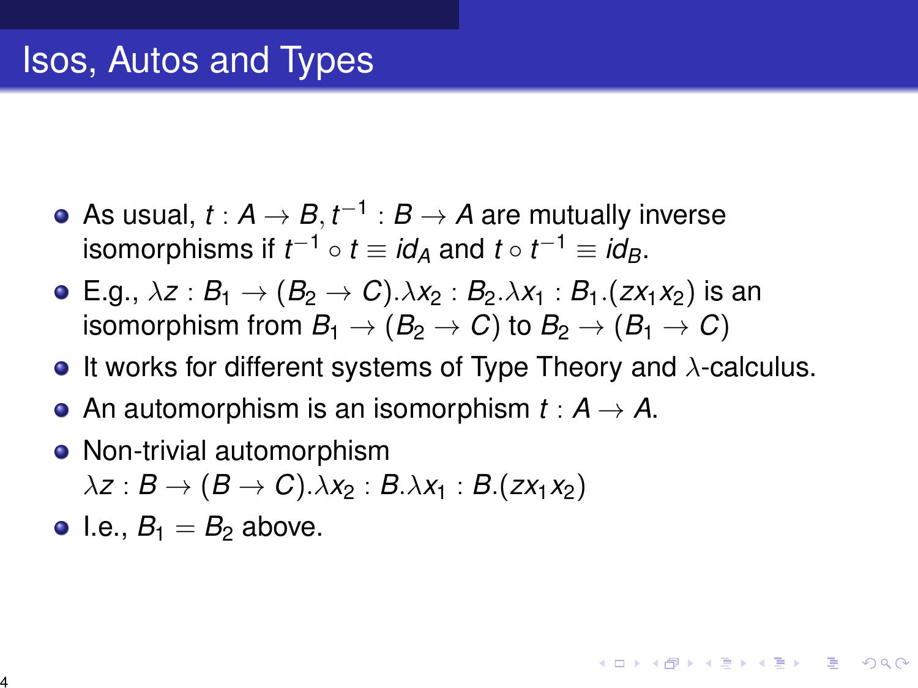# Isos, Autos and Types

- As usual, $t : A \to B, t^{-1} : B \to A$ are mutually inverse isomorphisms if $t^{-1} \circ t \equiv id_A$ and $t \circ t^{-1} \equiv id_B$.
- E.g., $\lambda z : B_1 \to (B_2 \to C).\lambda x_2 : B_2.\lambda x_1 : B_1.(zx_1x_2)$ is an isomorphism from $B_1 \to (B_2 \to C)$ to $B_2 \to (B_1 \to C)$
- It works for different systems of Type Theory and $\lambda$-calculus.
- An automorphism is an isomorphism $t : A \to A$.
- Non-trivial automorphism $\lambda z : B \to (B \to C).\lambda x_2 : B.\lambda x_1 : B.(zx_1x_2)$
- I.e., $B_1 = B_2$ above.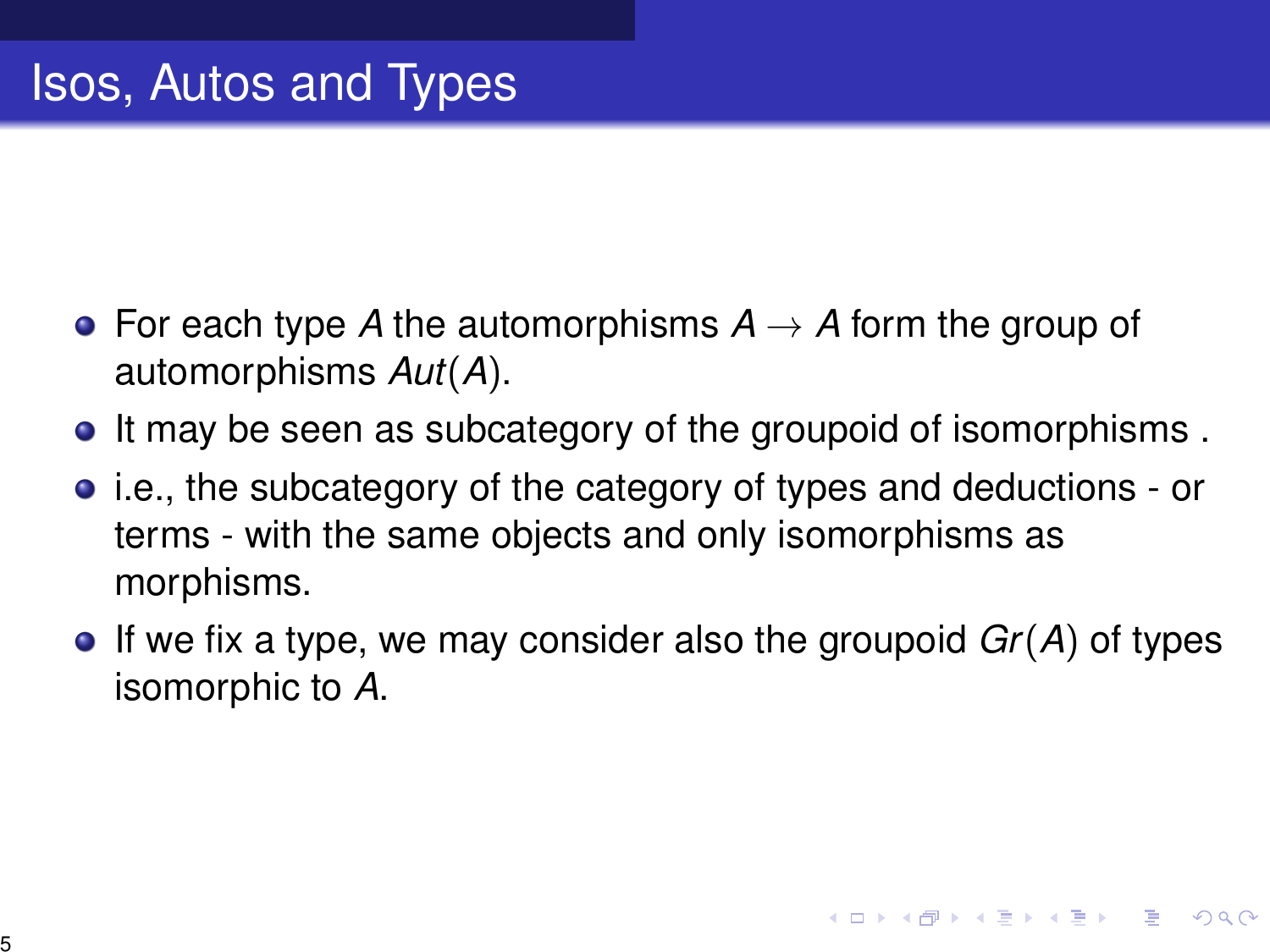# Isos, Autos and Types

- For each type $A$ the automorphisms $A \to A$ form the group of automorphisms $Aut(A)$.
- It may be seen as subcategory of the groupoid of isomorphisms .
- i.e., the subcategory of the category of types and deductions - or terms - with the same objects and only isomorphisms as morphisms.
- If we fix a type, we may consider also the groupoid $Gr(A)$ of types isomorphic to $A$.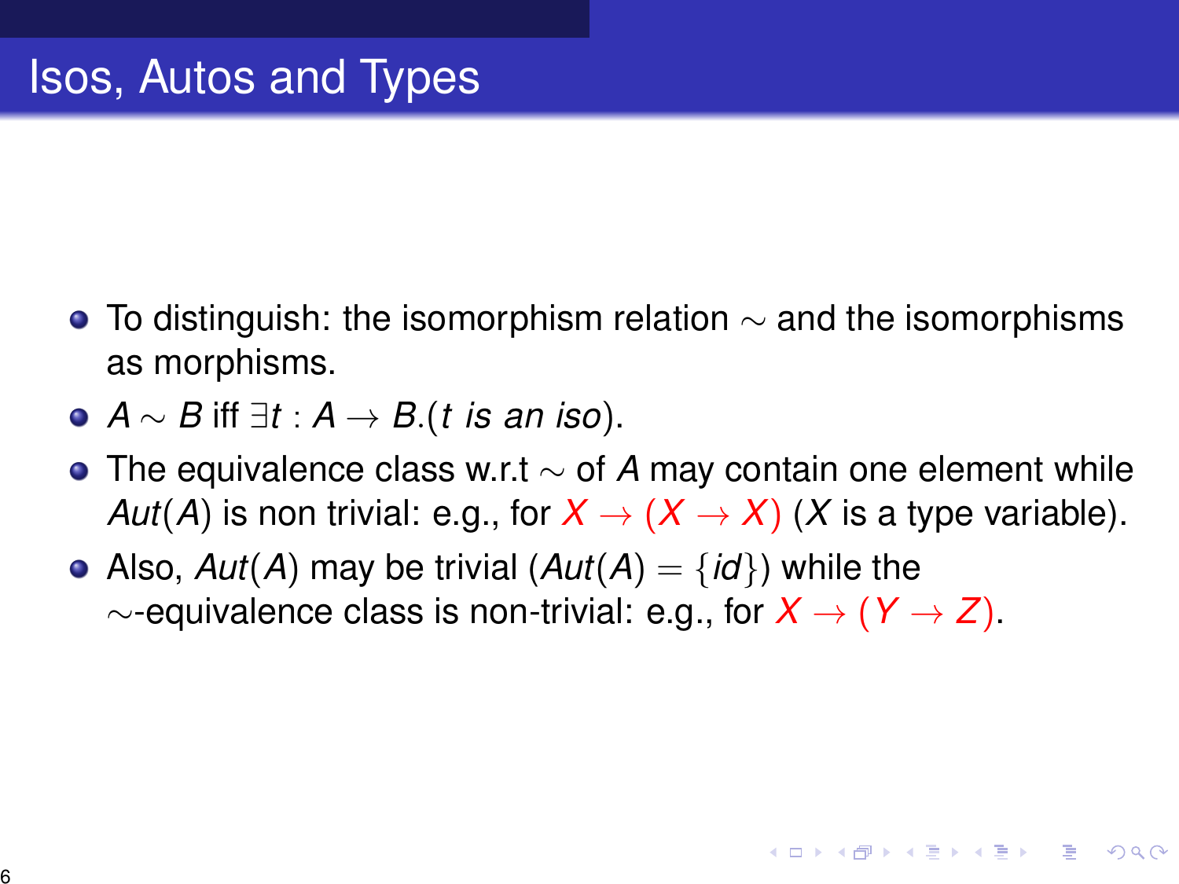# Isos, Autos and Types

- To distinguish: the isomorphism relation $\sim$ and the isomorphisms as morphisms.
- $A \sim B$ iff $\exists t : A \to B.(t \textit{ is an iso})$.
- The equivalence class w.r.t $\sim$ of $A$ may contain one element while $Aut(A)$ is non trivial: e.g., for $X \to (X \to X)$ ($X$ is a type variable).
- Also, $Aut(A)$ may be trivial ($Aut(A) = \{id\}$) while the $\sim$-equivalence class is non-trivial: e.g., for $X \to (Y \to Z)$.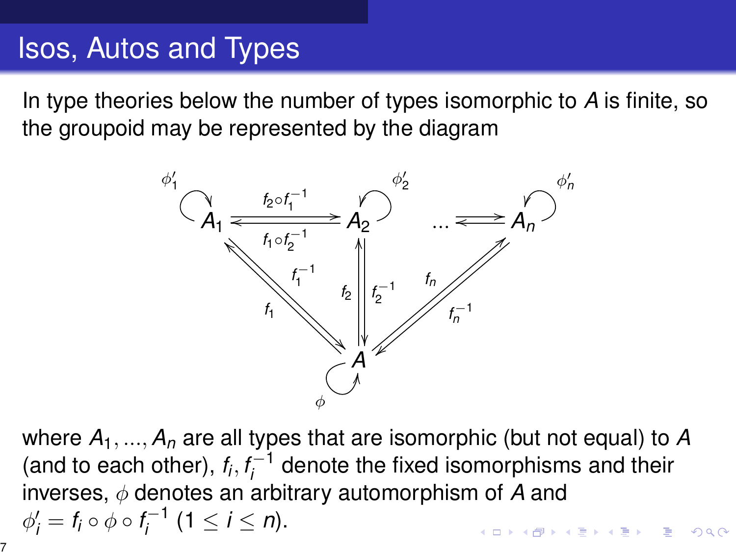# Isos, Autos and Types

In type theories below the number of types isomorphic to $A$ is finite, so the groupoid may be represented by the diagram

where $A_1, ..., A_n$ are all types that are isomorphic (but not equal) to $A$ (and to each other), $f_i, f_i^{-1}$ denote the fixed isomorphisms and their inverses, $\phi$ denotes an arbitrary automorphism of $A$ and $\phi'_i = f_i \circ \phi \circ f_i^{-1}$ $(1 \leq i \leq n)$.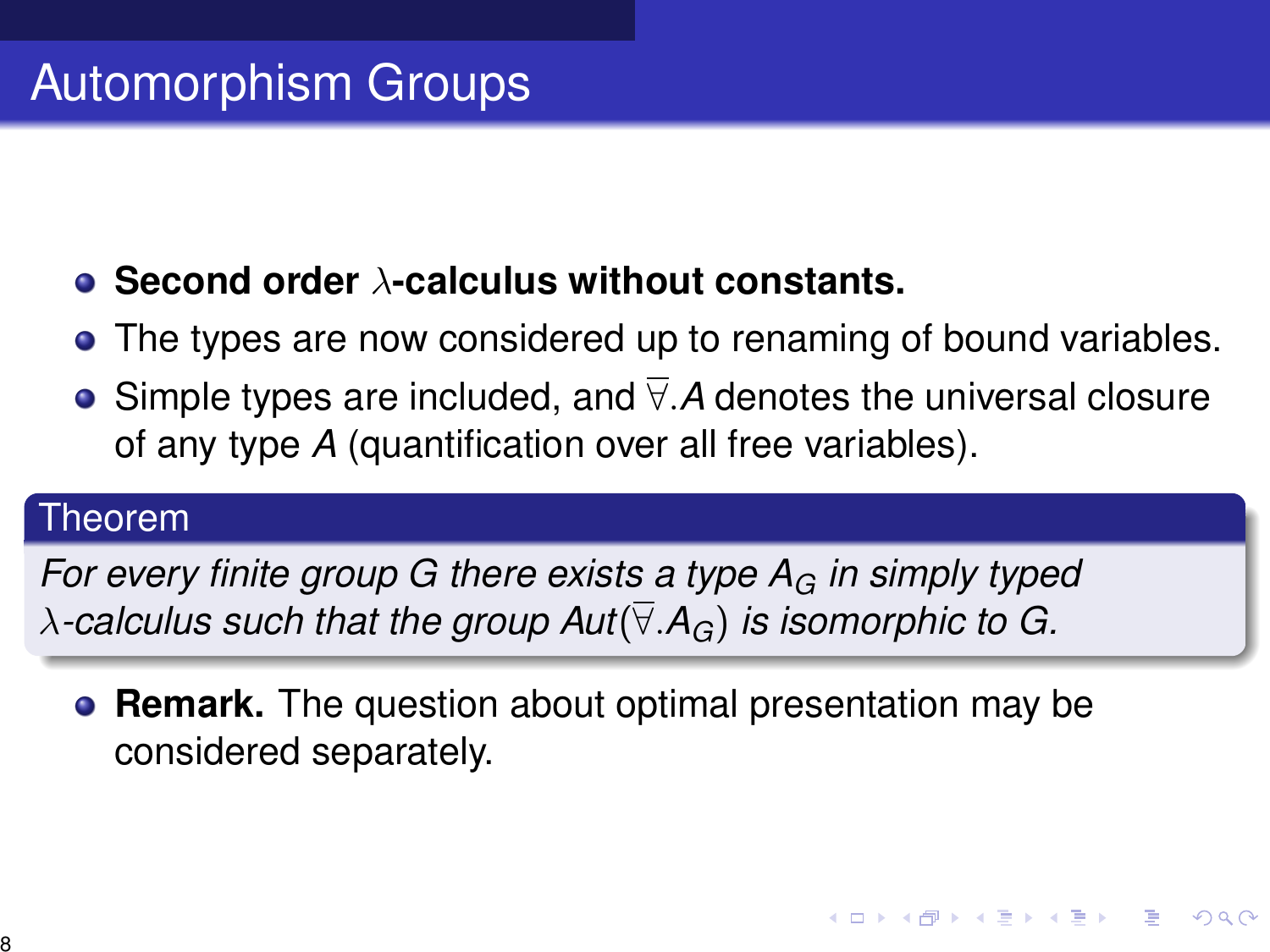# Automorphism Groups

- **Second order $\lambda$-calculus without constants.**
- The types are now considered up to renaming of bound variables.
- Simple types are included, and $\overline{\forall}.A$ denotes the universal closure of any type $A$ (quantification over all free variables).

**Theorem**

*For every finite group $G$ there exists a type $A_G$ in simply typed $\lambda$-calculus such that the group $Aut(\overline{\forall}.A_G)$ is isomorphic to $G$.*

- **Remark.** The question about optimal presentation may be considered separately.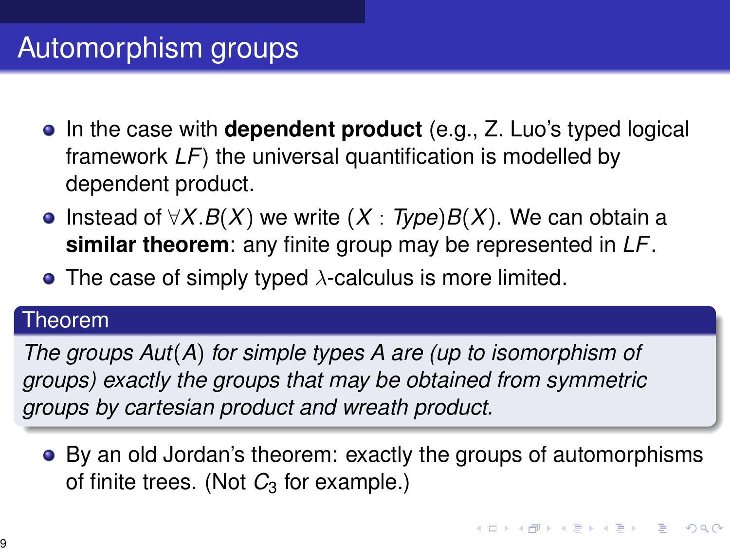# Automorphism groups

- In the case with **dependent product** (e.g., Z. Luo's typed logical framework *LF*) the universal quantification is modelled by dependent product.
- Instead of $\forall X.B(X)$ we write $(X : \mathit{Type})B(X)$. We can obtain a **similar theorem**: any finite group may be represented in *LF*.
- The case of simply typed $\lambda$-calculus is more limited.

**Theorem**

*The groups $Aut(A)$ for simple types $A$ are (up to isomorphism of groups) exactly the groups that may be obtained from symmetric groups by cartesian product and wreath product.*

- By an old Jordan's theorem: exactly the groups of automorphisms of finite trees. (Not $C_3$ for example.)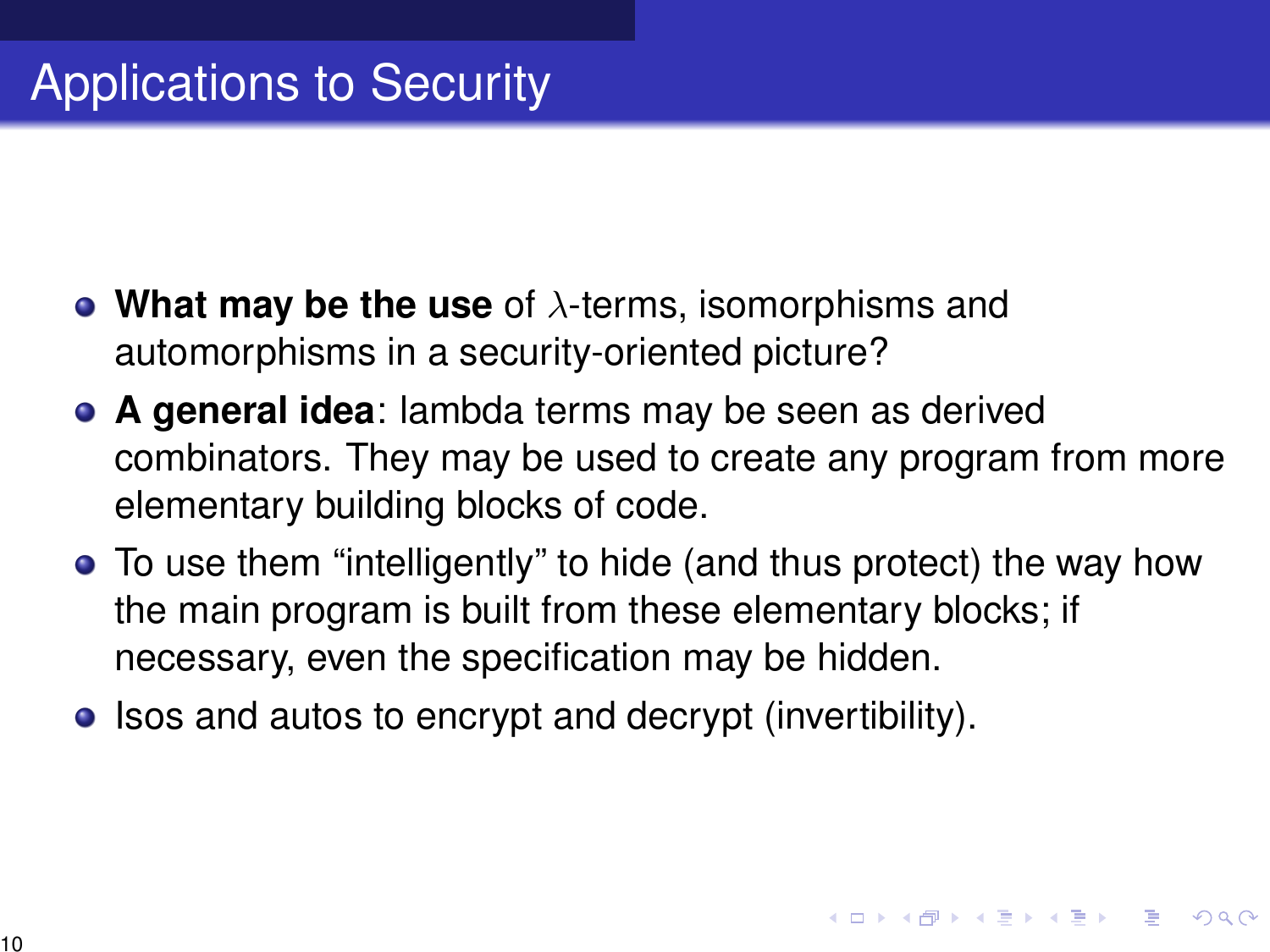# Applications to Security

- **What may be the use** of $\lambda$-terms, isomorphisms and automorphisms in a security-oriented picture?
- **A general idea**: lambda terms may be seen as derived combinators. They may be used to create any program from more elementary building blocks of code.
- To use them "intelligently" to hide (and thus protect) the way how the main program is built from these elementary blocks; if necessary, even the specification may be hidden.
- Isos and autos to encrypt and decrypt (invertibility).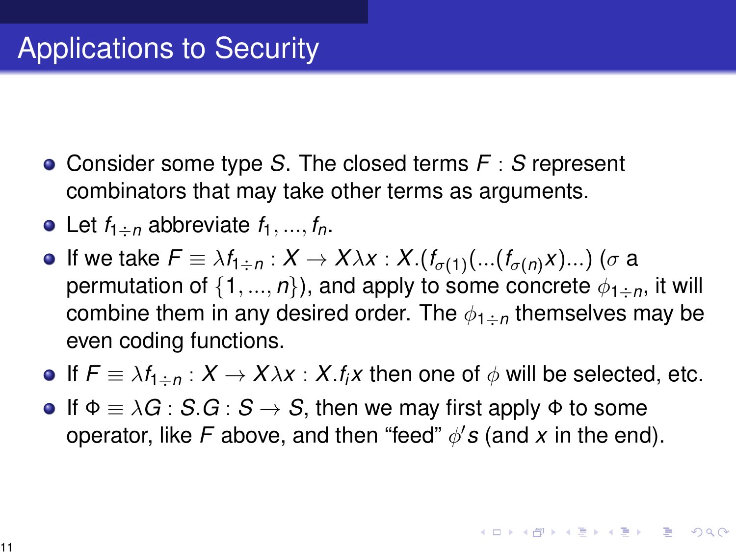## Applications to Security

- Consider some type $S$. The closed terms $F : S$ represent combinators that may take other terms as arguments.
- Let $f_{1\div n}$ abbreviate $f_1, ..., f_n$.
- If we take $F \equiv \lambda f_{1\div n} : X \to X \lambda x : X.(f_{\sigma(1)}(...(f_{\sigma(n)}x)...)$ ($\sigma$ a permutation of $\{1, ..., n\}$), and apply to some concrete $\phi_{1\div n}$, it will combine them in any desired order. The $\phi_{1\div n}$ themselves may be even coding functions.
- If $F \equiv \lambda f_{1\div n} : X \to X \lambda x : X.f_i x$ then one of $\phi$ will be selected, etc.
- If $\Phi \equiv \lambda G : S.G : S \to S$, then we may first apply $\Phi$ to some operator, like $F$ above, and then "feed" $\phi' s$ (and $x$ in the end).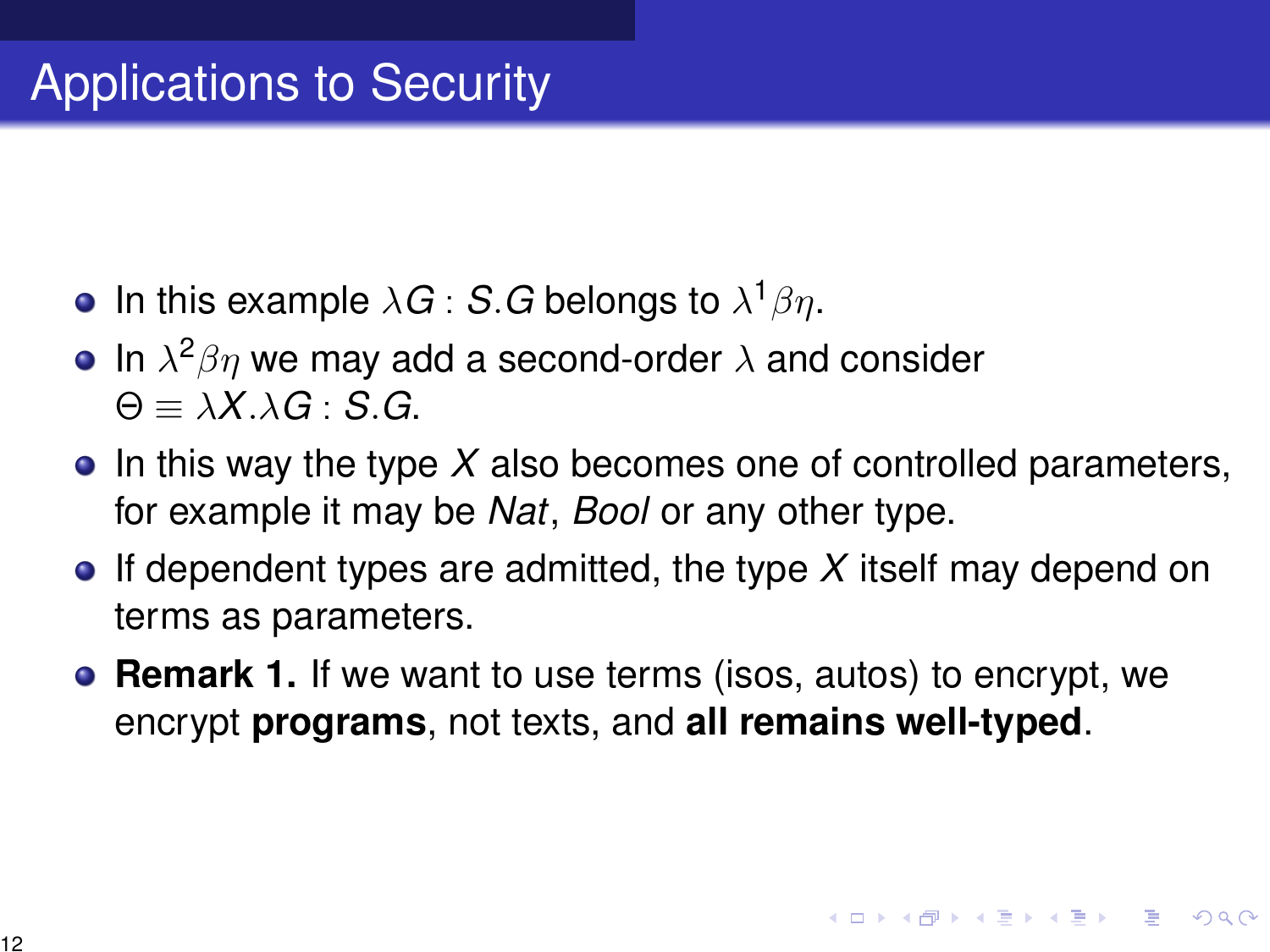# Applications to Security

- In this example $\lambda G : S.G$ belongs to $\lambda^1\beta\eta$.
- In $\lambda^2\beta\eta$ we may add a second-order $\lambda$ and consider $\Theta \equiv \lambda X.\lambda G : S.G$.
- In this way the type $X$ also becomes one of controlled parameters, for example it may be *Nat*, *Bool* or any other type.
- If dependent types are admitted, the type $X$ itself may depend on terms as parameters.
- **Remark 1.** If we want to use terms (isos, autos) to encrypt, we encrypt **programs**, not texts, and **all remains well-typed**.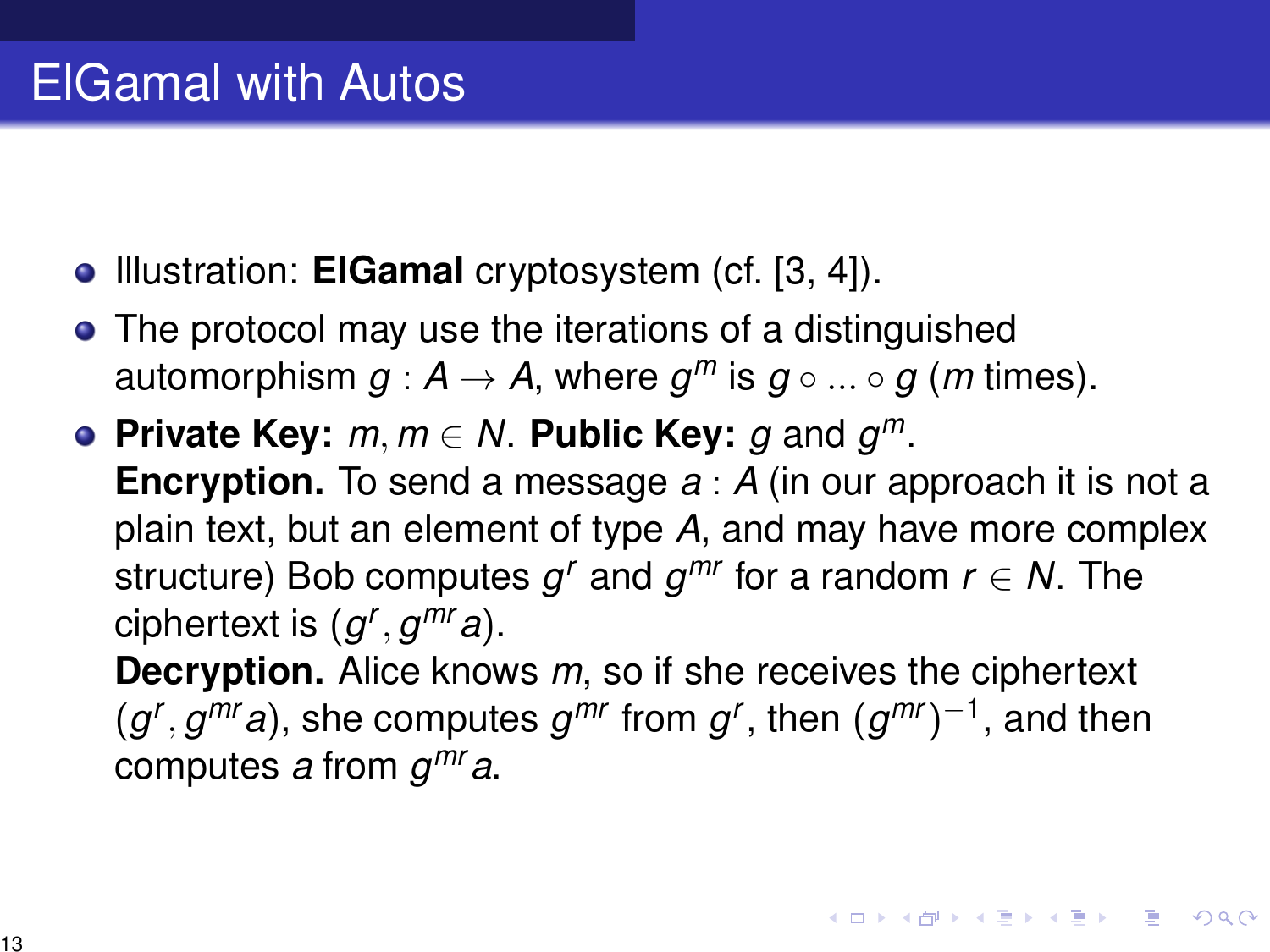# ElGamal with Autos

- Illustration: **ElGamal** cryptosystem (cf. [3, 4]).
- The protocol may use the iterations of a distinguished automorphism $g : A \to A$, where $g^m$ is $g \circ ... \circ g$ ($m$ times).
- **Private Key:** $m, m \in N$. **Public Key:** $g$ and $g^m$.
  **Encryption.** To send a message $a : A$ (in our approach it is not a plain text, but an element of type $A$, and may have more complex structure) Bob computes $g^r$ and $g^{mr}$ for a random $r \in N$. The ciphertext is $(g^r, g^{mr}a)$.
  **Decryption.** Alice knows $m$, so if she receives the ciphertext $(g^r, g^{mr}a)$, she computes $g^{mr}$ from $g^r$, then $(g^{mr})^{-1}$, and then computes $a$ from $g^{mr}a$.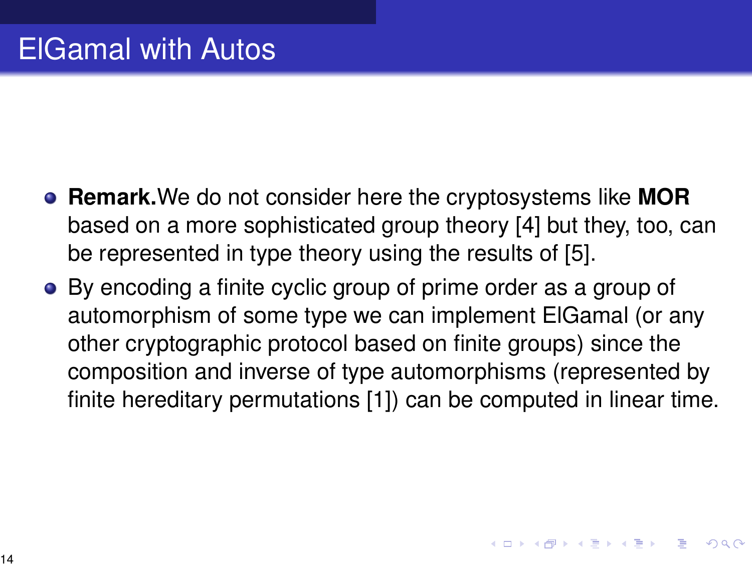# ElGamal with Autos

- **Remark.**We do not consider here the cryptosystems like **MOR** based on a more sophisticated group theory [4] but they, too, can be represented in type theory using the results of [5].
- By encoding a finite cyclic group of prime order as a group of automorphism of some type we can implement ElGamal (or any other cryptographic protocol based on finite groups) since the composition and inverse of type automorphisms (represented by finite hereditary permutations [1]) can be computed in linear time.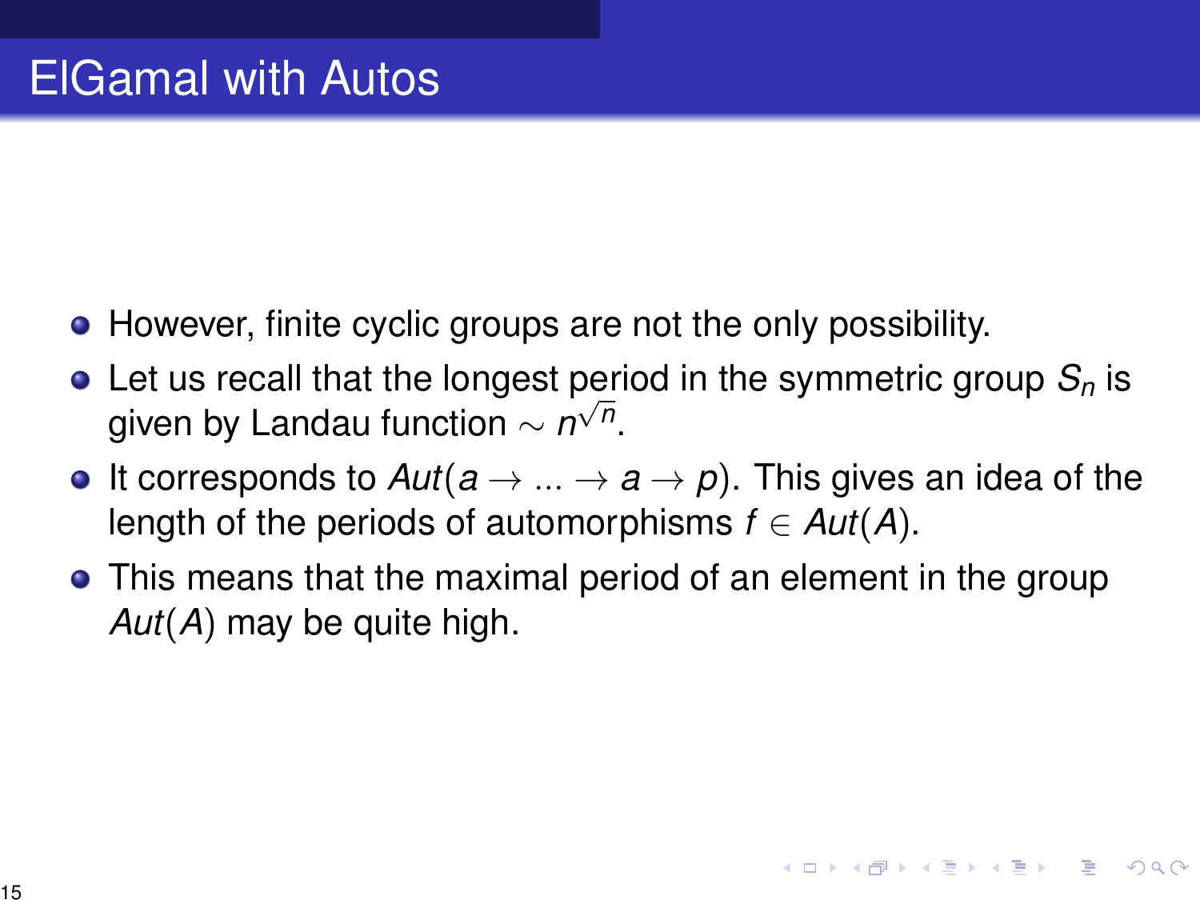# ElGamal with Autos

- However, finite cyclic groups are not the only possibility.
- Let us recall that the longest period in the symmetric group $S_n$ is given by Landau function $\sim n^{\sqrt{n}}$.
- It corresponds to $Aut(a \to ... \to a \to p)$. This gives an idea of the length of the periods of automorphisms $f \in Aut(A)$.
- This means that the maximal period of an element in the group $Aut(A)$ may be quite high.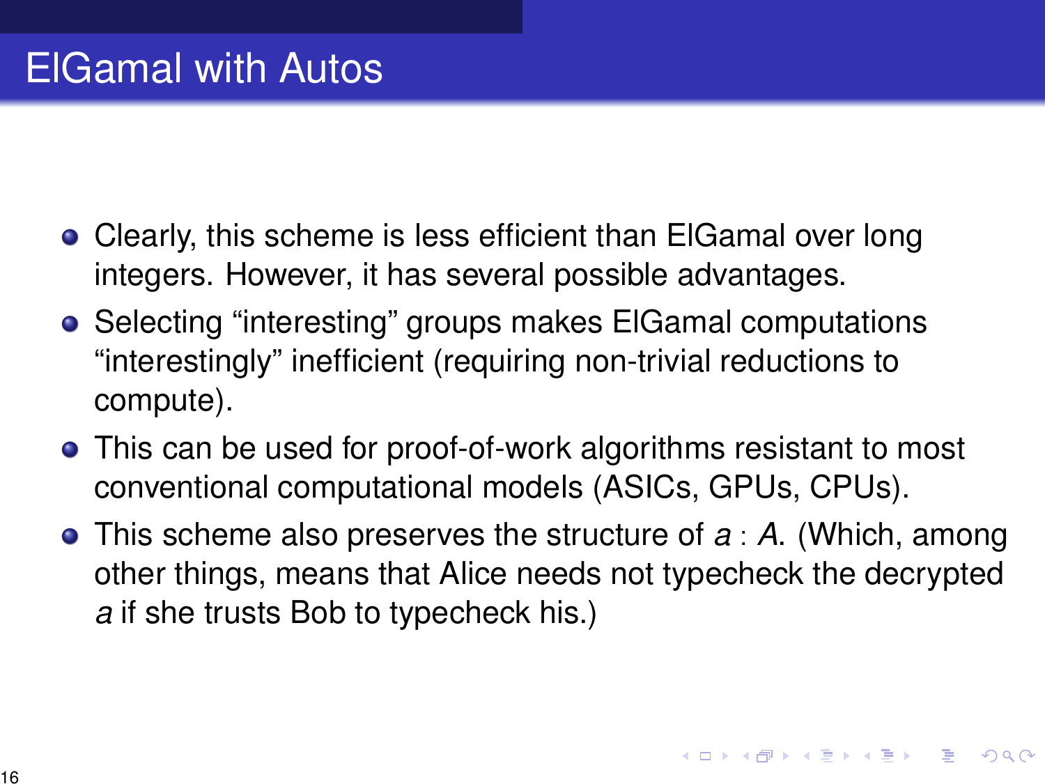# ElGamal with Autos

- Clearly, this scheme is less efficient than ElGamal over long integers. However, it has several possible advantages.
- Selecting “interesting” groups makes ElGamal computations “interestingly” inefficient (requiring non-trivial reductions to compute).
- This can be used for proof-of-work algorithms resistant to most conventional computational models (ASICs, GPUs, CPUs).
- This scheme also preserves the structure of $a : A$. (Which, among other things, means that Alice needs not typecheck the decrypted $a$ if she trusts Bob to typecheck his.)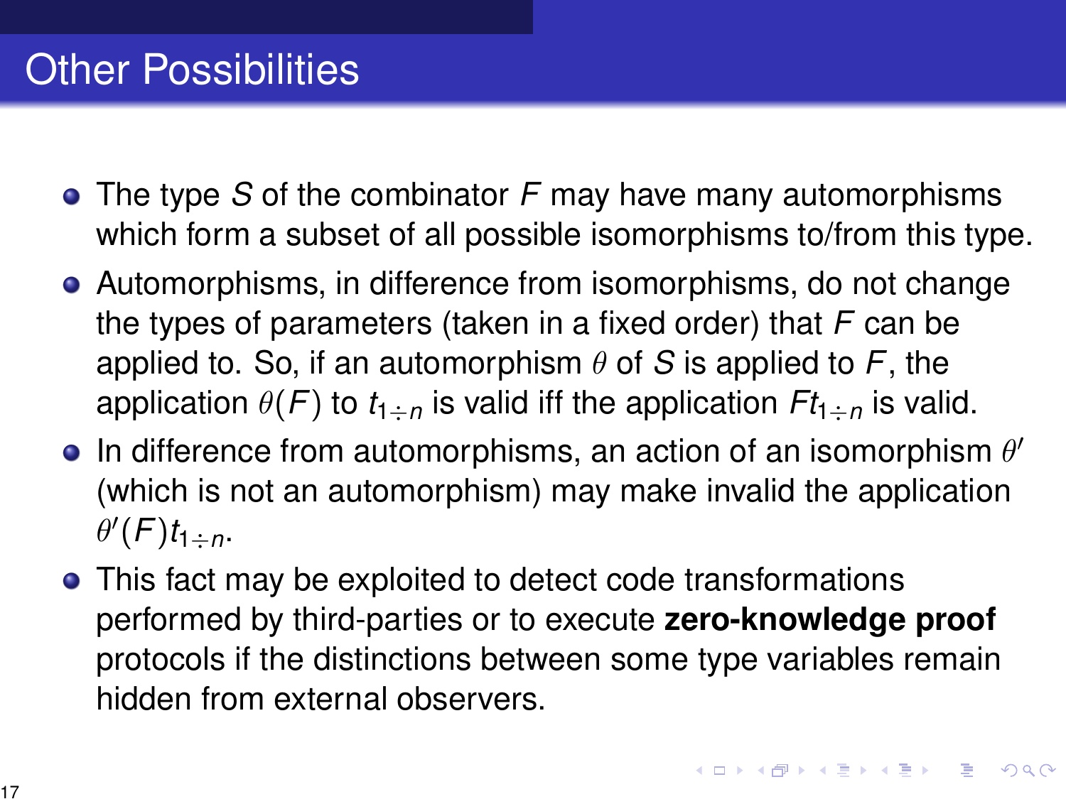# Other Possibilities

- The type $S$ of the combinator $F$ may have many automorphisms which form a subset of all possible isomorphisms to/from this type.
- Automorphisms, in difference from isomorphisms, do not change the types of parameters (taken in a fixed order) that $F$ can be applied to. So, if an automorphism $\theta$ of $S$ is applied to $F$, the application $\theta(F)$ to $t_{1 \div n}$ is valid iff the application $Ft_{1 \div n}$ is valid.
- In difference from automorphisms, an action of an isomorphism $\theta'$ (which is not an automorphism) may make invalid the application $\theta'(F)t_{1 \div n}$.
- This fact may be exploited to detect code transformations performed by third-parties or to execute **zero-knowledge proof** protocols if the distinctions between some type variables remain hidden from external observers.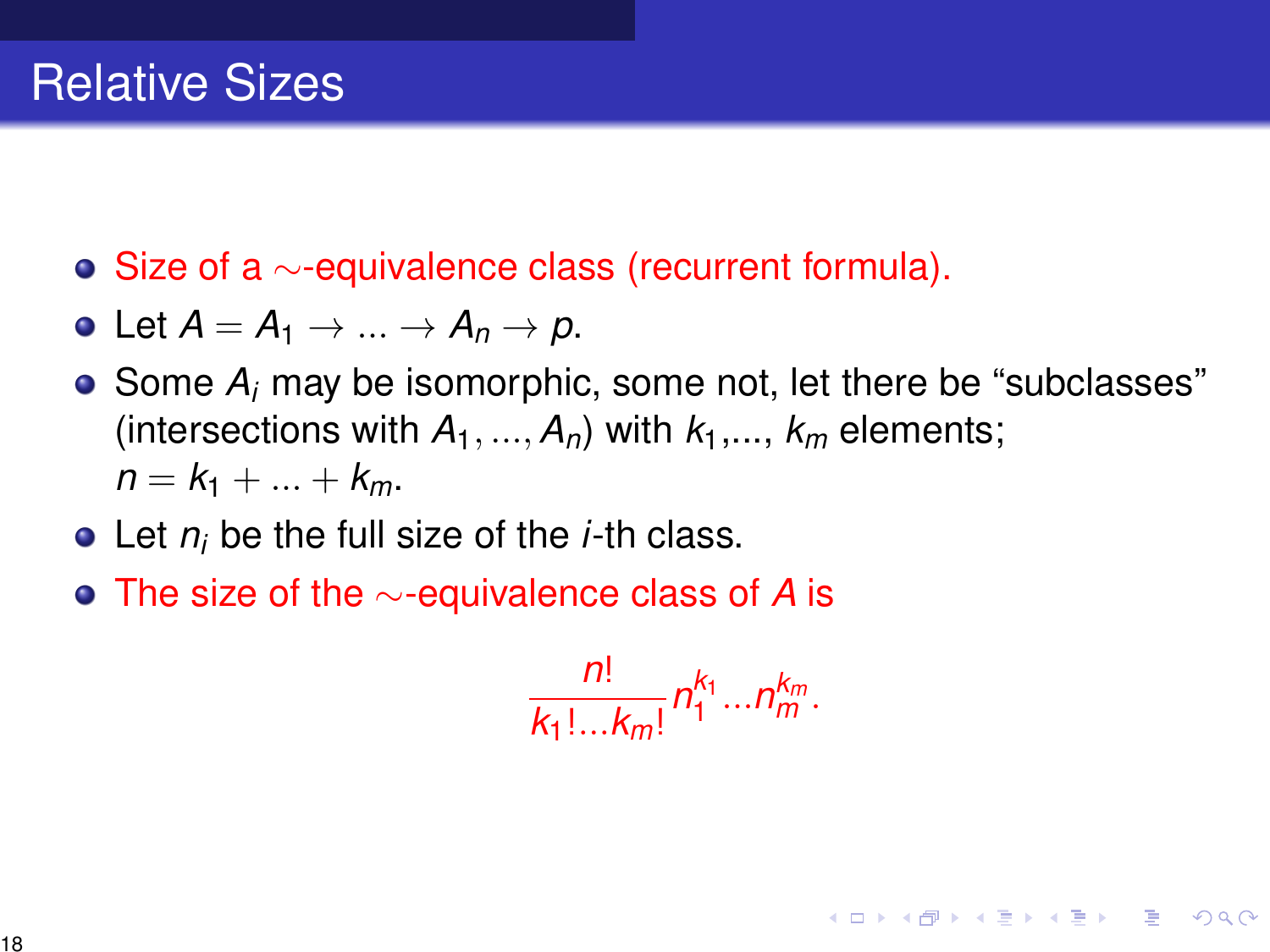# Relative Sizes

- Size of a $\sim$-equivalence class (recurrent formula).
- Let $A = A_1 \to ... \to A_n \to p$.
- Some $A_i$ may be isomorphic, some not, let there be "subclasses" (intersections with $A_1, ..., A_n$) with $k_1$,..., $k_m$ elements; $n = k_1 + ... + k_m$.
- Let $n_i$ be the full size of the $i$-th class.
- The size of the $\sim$-equivalence class of $A$ is

$$\frac{n!}{k_1!...k_m!} n_1^{k_1} ... n_m^{k_m}.$$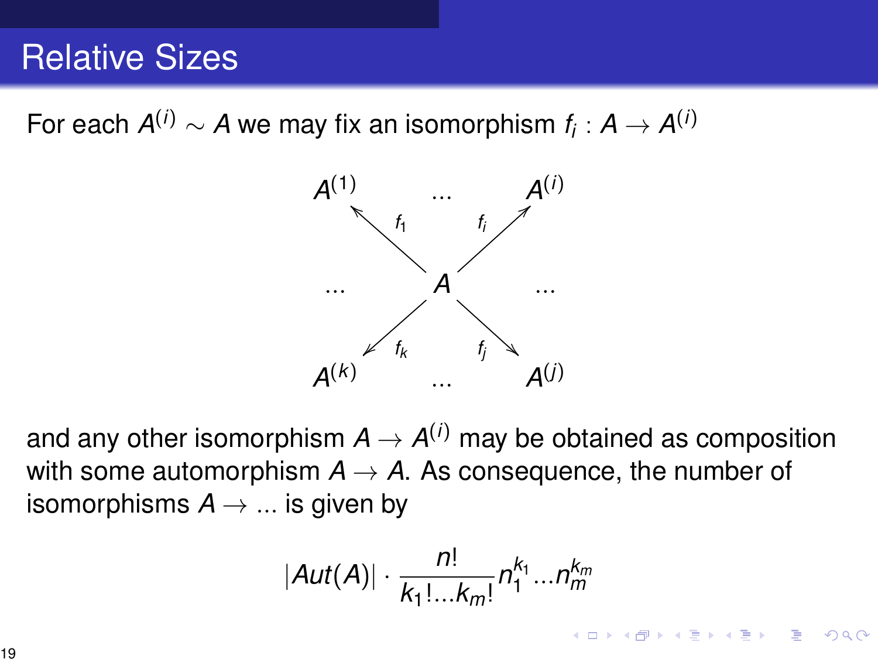# Relative Sizes

For each $A^{(i)} \sim A$ we may fix an isomorphism $f_i : A \to A^{(i)}$

$$
\begin{array}{ccccc}
A^{(1)} & & \dots & & A^{(i)} \\
& \overset{f_1}{\nwarrow} & & \overset{f_i}{\nearrow} & \\
\dots & & A & & \dots \\
& \underset{f_k}{\swarrow} & & \underset{f_j}{\searrow} & \\
A^{(k)} & & \dots & & A^{(j)}
\end{array}
$$

and any other isomorphism $A \to A^{(i)}$ may be obtained as composition with some automorphism $A \to A$. As consequence, the number of isomorphisms $A \to \dots$ is given by

$$
|Aut(A)| \cdot \frac{n!}{k_1!\dots k_m!} n_1^{k_1} \dots n_m^{k_m}
$$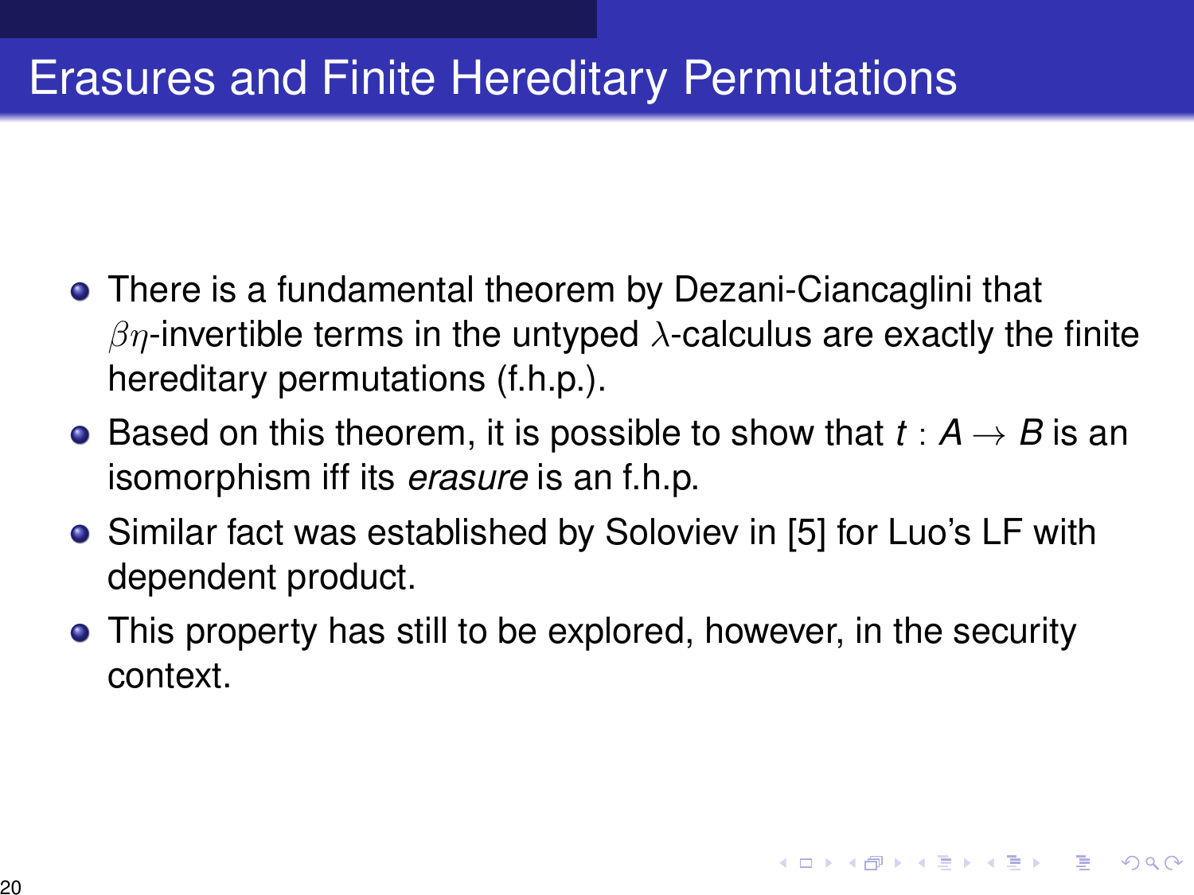# Erasures and Finite Hereditary Permutations

- There is a fundamental theorem by Dezani-Ciancaglini that $\beta\eta$-invertible terms in the untyped $\lambda$-calculus are exactly the finite hereditary permutations (f.h.p.).
- Based on this theorem, it is possible to show that $t : A \to B$ is an isomorphism iff its *erasure* is an f.h.p.
- Similar fact was established by Soloviev in [5] for Luo's LF with dependent product.
- This property has still to be explored, however, in the security context.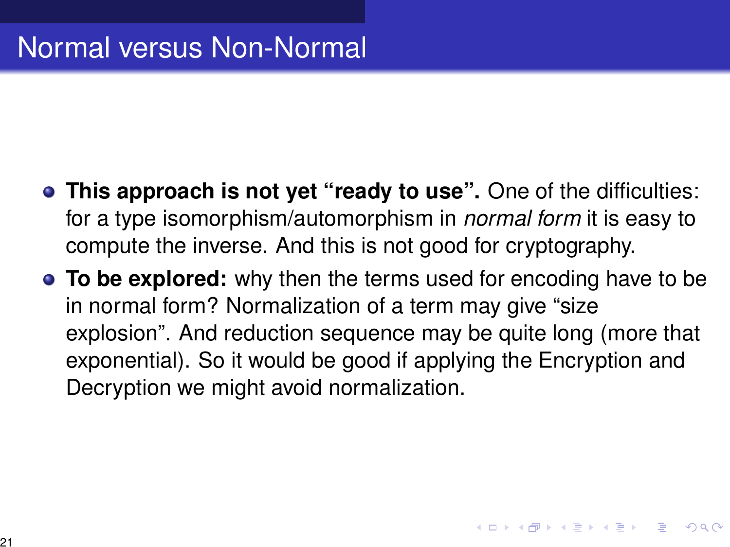# Normal versus Non-Normal

- **This approach is not yet "ready to use".** One of the difficulties: for a type isomorphism/automorphism in *normal form* it is easy to compute the inverse. And this is not good for cryptography.
- **To be explored:** why then the terms used for encoding have to be in normal form? Normalization of a term may give "size explosion". And reduction sequence may be quite long (more that exponential). So it would be good if applying the Encryption and Decryption we might avoid normalization.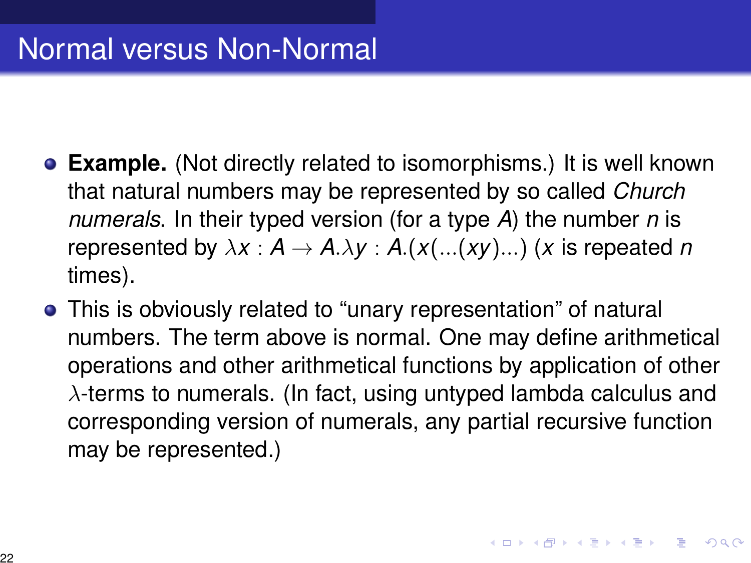# Normal versus Non-Normal

- **Example.** (Not directly related to isomorphisms.) It is well known that natural numbers may be represented by so called *Church numerals*. In their typed version (for a type $A$) the number $n$ is represented by $\lambda x : A \to A.\lambda y : A.(x(...(xy)...)$ ($x$ is repeated $n$ times).
- This is obviously related to "unary representation" of natural numbers. The term above is normal. One may define arithmetical operations and other arithmetical functions by application of other $\lambda$-terms to numerals. (In fact, using untyped lambda calculus and corresponding version of numerals, any partial recursive function may be represented.)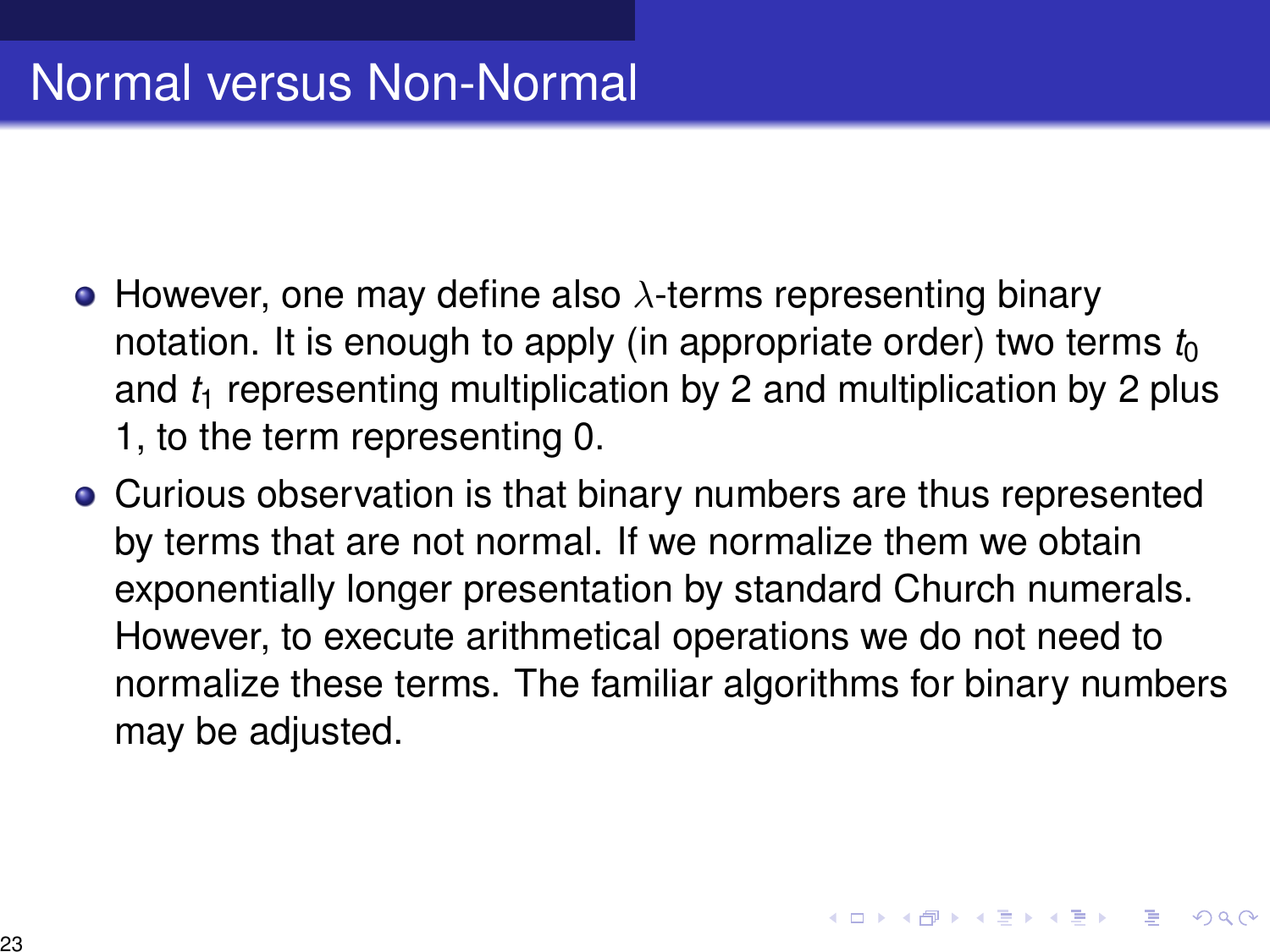# Normal versus Non-Normal

- However, one may define also $\lambda$-terms representing binary notation. It is enough to apply (in appropriate order) two terms $t_0$ and $t_1$ representing multiplication by 2 and multiplication by 2 plus 1, to the term representing 0.
- Curious observation is that binary numbers are thus represented by terms that are not normal. If we normalize them we obtain exponentially longer presentation by standard Church numerals. However, to execute arithmetical operations we do not need to normalize these terms. The familiar algorithms for binary numbers may be adjusted.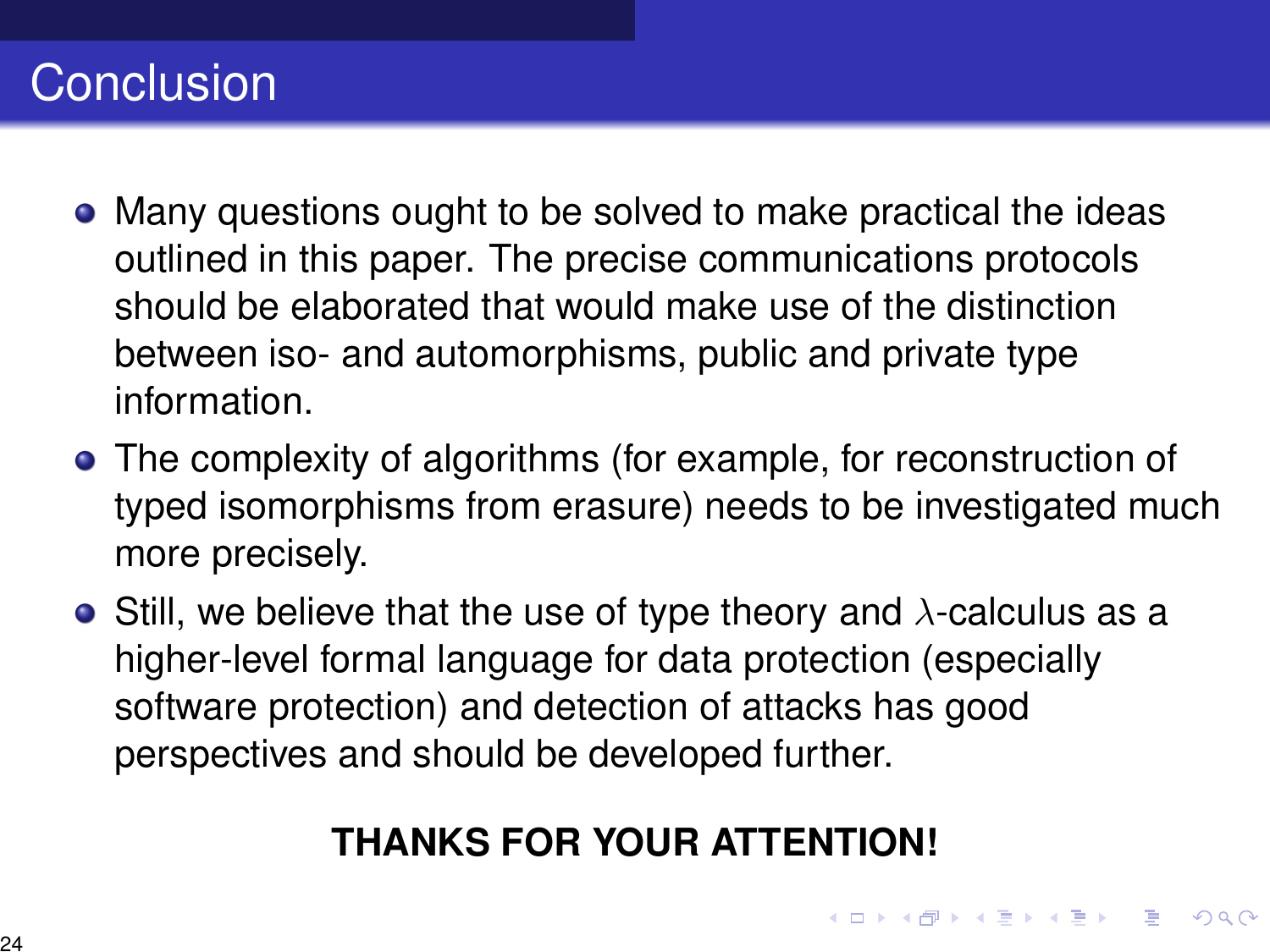# Conclusion

- Many questions ought to be solved to make practical the ideas outlined in this paper. The precise communications protocols should be elaborated that would make use of the distinction between iso- and automorphisms, public and private type information.
- The complexity of algorithms (for example, for reconstruction of typed isomorphisms from erasure) needs to be investigated much more precisely.
- Still, we believe that the use of type theory and $\lambda$-calculus as a higher-level formal language for data protection (especially software protection) and detection of attacks has good perspectives and should be developed further.

**THANKS FOR YOUR ATTENTION!**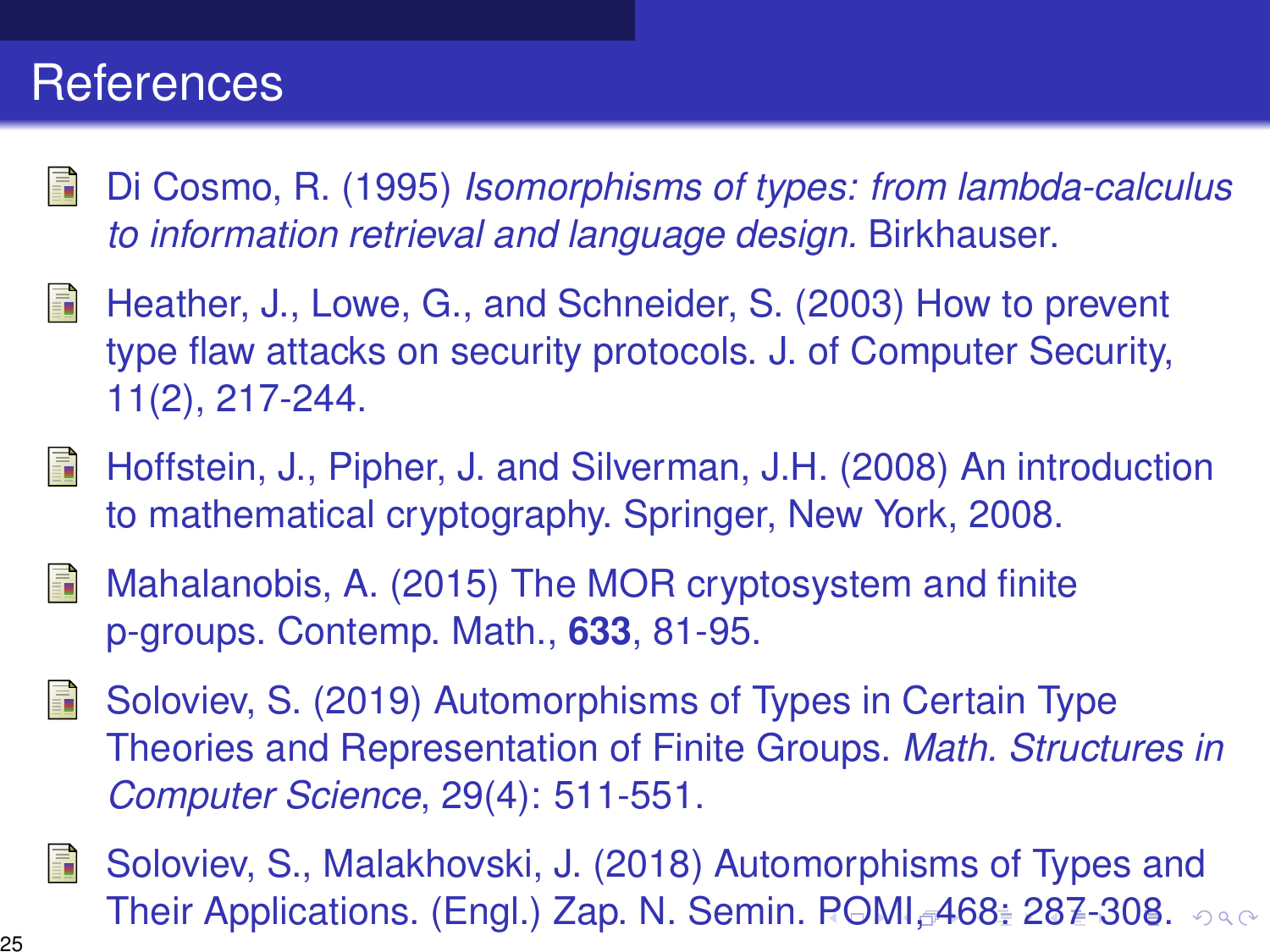# References

- Di Cosmo, R. (1995) *Isomorphisms of types: from lambda-calculus to information retrieval and language design.* Birkhauser.
- Heather, J., Lowe, G., and Schneider, S. (2003) How to prevent type flaw attacks on security protocols. J. of Computer Security, 11(2), 217-244.
- Hoffstein, J., Pipher, J. and Silverman, J.H. (2008) An introduction to mathematical cryptography. Springer, New York, 2008.
- Mahalanobis, A. (2015) The MOR cryptosystem and finite p-groups. Contemp. Math., **633**, 81-95.
- Soloviev, S. (2019) Automorphisms of Types in Certain Type Theories and Representation of Finite Groups. *Math. Structures in Computer Science*, 29(4): 511-551.
- Soloviev, S., Malakhovski, J. (2018) Automorphisms of Types and Their Applications. (Engl.) Zap. N. Semin. POMI, 468: 287-308.